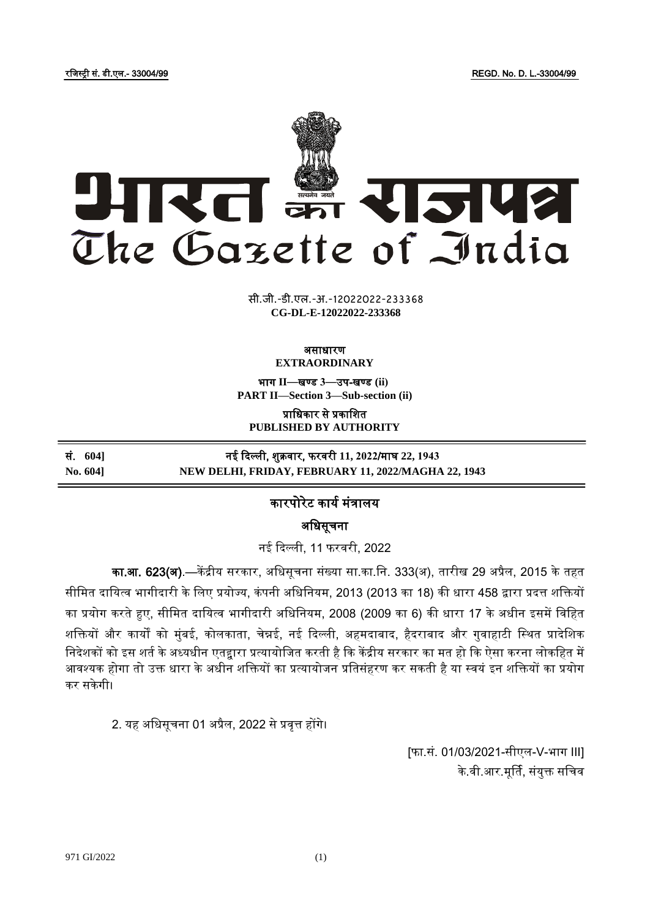रजिस्ट्री सं. डी.एल.- 33004/99 REGD. No. D. L.-33004/99

# भारत का राजपत्र
# The Gazette of India

सी.जी.-डी.एल.-अ.-12022022-233368
**CG-DL-E-12022022-233368**

**असाधारण**
**EXTRAORDINARY**

**भाग II—खण्ड 3—उप-खण्ड (ii)**
**PART II—Section 3—Sub-section (ii)**

**प्राधिकार से प्रकाशित**
**PUBLISHED BY AUTHORITY**

| | |
|---|---|
| **सं. 604]** | **नई दिल्ली, शुक्रवार, फरवरी 11, 2022/माघ 22, 1943** |
| **No. 604]** | **NEW DELHI, FRIDAY, FEBRUARY 11, 2022/MAGHA 22, 1943** |

## कारपोरेट कार्य मंत्रालय

### अधिसूचना

नई दिल्ली, 11 फरवरी, 2022

**का.आ. 623(अ)**.—केंद्रीय सरकार, अधिसूचना संख्या सा.का.नि. 333(अ), तारीख 29 अप्रैल, 2015 के तहत सीमित दायित्व भागीदारी के लिए प्रयोज्य, कंपनी अधिनियम, 2013 (2013 का 18) की धारा 458 द्वारा प्रदत्त शक्तियों का प्रयोग करते हुए, सीमित दायित्व भागीदारी अधिनियम, 2008 (2009 का 6) की धारा 17 के अधीन इसमें विहित शक्तियों और कार्यों को मुंबई, कोलकाता, चेन्नई, नई दिल्ली, अहमदाबाद, हैदराबाद और गुवाहाटी स्थित प्रादेशिक निदेशकों को इस शर्त के अध्यधीन एतद्वारा प्रत्यायोजित करती है कि केंद्रीय सरकार का मत हो कि ऐसा करना लोकहित में आवश्यक होगा तो उक्त धारा के अधीन शक्तियों का प्रत्यायोजन प्रतिसंहरण कर सकती है या स्वयं इन शक्तियों का प्रयोग कर सकेगी।

2. यह अधिसूचना 01 अप्रैल, 2022 से प्रवृत्त होंगे।

[फा.सं. 01/03/2021-सीएल-V-भाग III]
के.वी.आर.मूर्ति, संयुक्त सचिव

971 GI/2022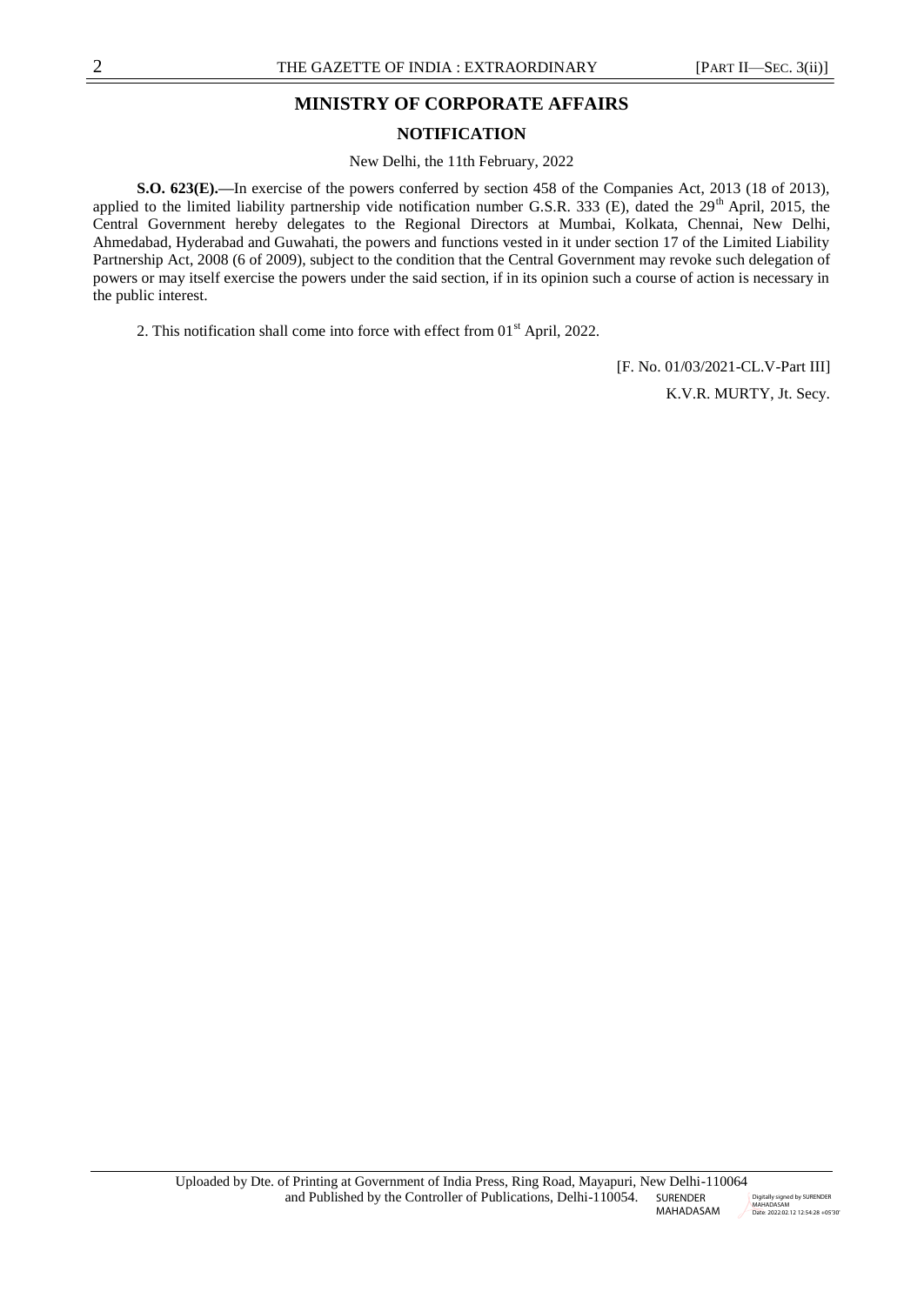## MINISTRY OF CORPORATE AFFAIRS

### NOTIFICATION

New Delhi, the 11th February, 2022

**S.O. 623(E).—**In exercise of the powers conferred by section 458 of the Companies Act, 2013 (18 of 2013), applied to the limited liability partnership vide notification number G.S.R. 333 (E), dated the 29th April, 2015, the Central Government hereby delegates to the Regional Directors at Mumbai, Kolkata, Chennai, New Delhi, Ahmedabad, Hyderabad and Guwahati, the powers and functions vested in it under section 17 of the Limited Liability Partnership Act, 2008 (6 of 2009), subject to the condition that the Central Government may revoke such delegation of powers or may itself exercise the powers under the said section, if in its opinion such a course of action is necessary in the public interest.

2. This notification shall come into force with effect from 01st April, 2022.

[F. No. 01/03/2021-CL.V-Part III]

K.V.R. MURTY, Jt. Secy.

Uploaded by Dte. of Printing at Government of India Press, Ring Road, Mayapuri, New Delhi-110064 and Published by the Controller of Publications, Delhi-110054.